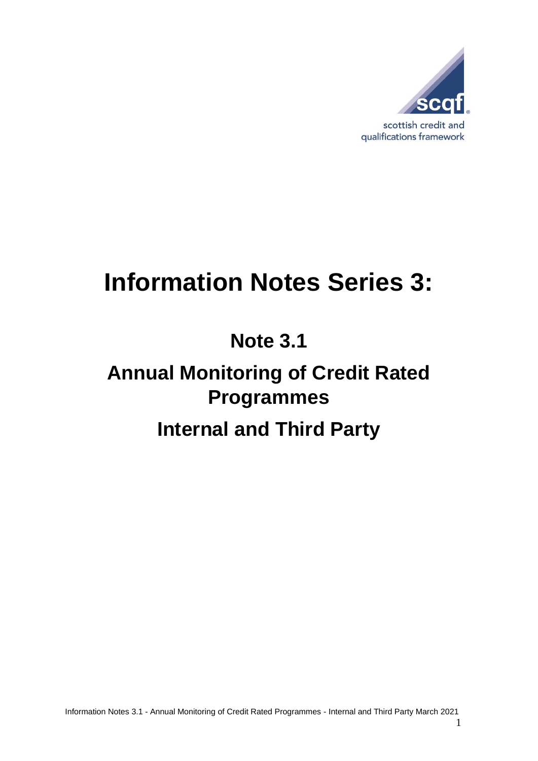scqf

scottish credit and qualifications framework

# Information Notes Series 3:

## Note 3.1

## Annual Monitoring of Credit Rated Programmes

## Internal and Third Party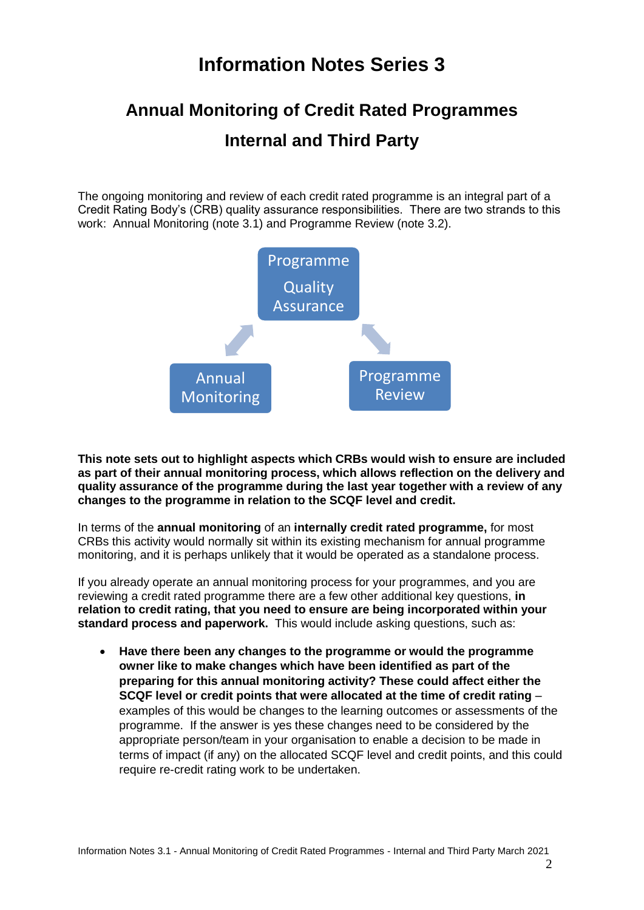# Information Notes Series 3

## Annual Monitoring of Credit Rated Programmes

## Internal and Third Party

The ongoing monitoring and review of each credit rated programme is an integral part of a Credit Rating Body's (CRB) quality assurance responsibilities. There are two strands to this work: Annual Monitoring (note 3.1) and Programme Review (note 3.2).

Programme Quality Assurance

Annual Monitoring

Programme Review

**This note sets out to highlight aspects which CRBs would wish to ensure are included as part of their annual monitoring process, which allows reflection on the delivery and quality assurance of the programme during the last year together with a review of any changes to the programme in relation to the SCQF level and credit.**

In terms of the **annual monitoring** of an **internally credit rated programme,** for most CRBs this activity would normally sit within its existing mechanism for annual programme monitoring, and it is perhaps unlikely that it would be operated as a standalone process.

If you already operate an annual monitoring process for your programmes, and you are reviewing a credit rated programme there are a few other additional key questions, **in relation to credit rating, that you need to ensure are being incorporated within your standard process and paperwork.** This would include asking questions, such as:

- **Have there been any changes to the programme or would the programme owner like to make changes which have been identified as part of the preparing for this annual monitoring activity? These could affect either the SCQF level or credit points that were allocated at the time of credit rating** – examples of this would be changes to the learning outcomes or assessments of the programme. If the answer is yes these changes need to be considered by the appropriate person/team in your organisation to enable a decision to be made in terms of impact (if any) on the allocated SCQF level and credit points, and this could require re-credit rating work to be undertaken.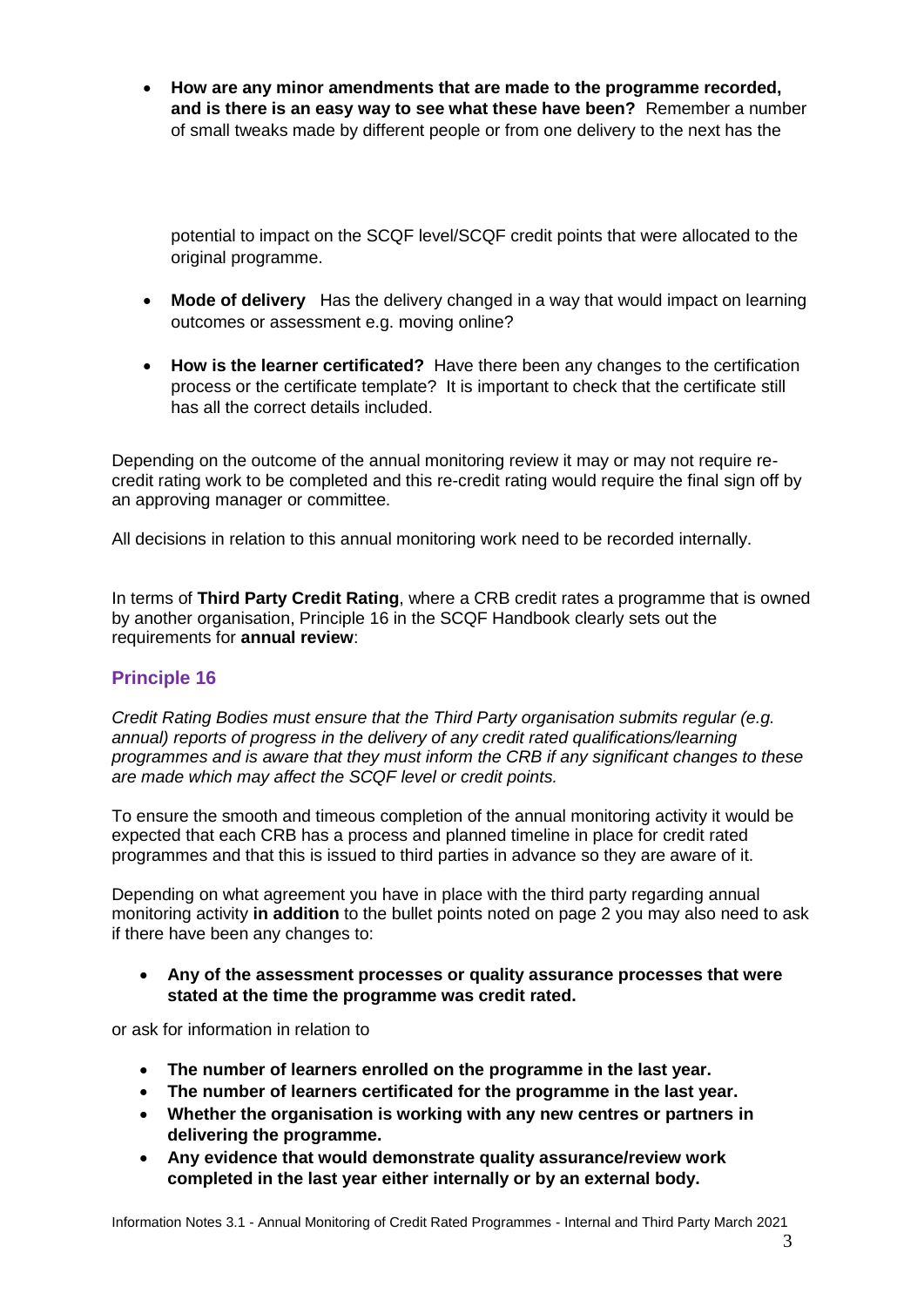- **How are any minor amendments that are made to the programme recorded, and is there is an easy way to see what these have been?** Remember a number of small tweaks made by different people or from one delivery to the next has the potential to impact on the SCQF level/SCQF credit points that were allocated to the original programme.

- **Mode of delivery** Has the delivery changed in a way that would impact on learning outcomes or assessment e.g. moving online?

- **How is the learner certificated?** Have there been any changes to the certification process or the certificate template? It is important to check that the certificate still has all the correct details included.

Depending on the outcome of the annual monitoring review it may or may not require re-credit rating work to be completed and this re-credit rating would require the final sign off by an approving manager or committee.

All decisions in relation to this annual monitoring work need to be recorded internally.

In terms of **Third Party Credit Rating**, where a CRB credit rates a programme that is owned by another organisation, Principle 16 in the SCQF Handbook clearly sets out the requirements for **annual review**:

## Principle 16

*Credit Rating Bodies must ensure that the Third Party organisation submits regular (e.g. annual) reports of progress in the delivery of any credit rated qualifications/learning programmes and is aware that they must inform the CRB if any significant changes to these are made which may affect the SCQF level or credit points.*

To ensure the smooth and timeous completion of the annual monitoring activity it would be expected that each CRB has a process and planned timeline in place for credit rated programmes and that this is issued to third parties in advance so they are aware of it.

Depending on what agreement you have in place with the third party regarding annual monitoring activity **in addition** to the bullet points noted on page 2 you may also need to ask if there have been any changes to:

- **Any of the assessment processes or quality assurance processes that were stated at the time the programme was credit rated.**

or ask for information in relation to

- **The number of learners enrolled on the programme in the last year.**
- **The number of learners certificated for the programme in the last year.**
- **Whether the organisation is working with any new centres or partners in delivering the programme.**
- **Any evidence that would demonstrate quality assurance/review work completed in the last year either internally or by an external body.**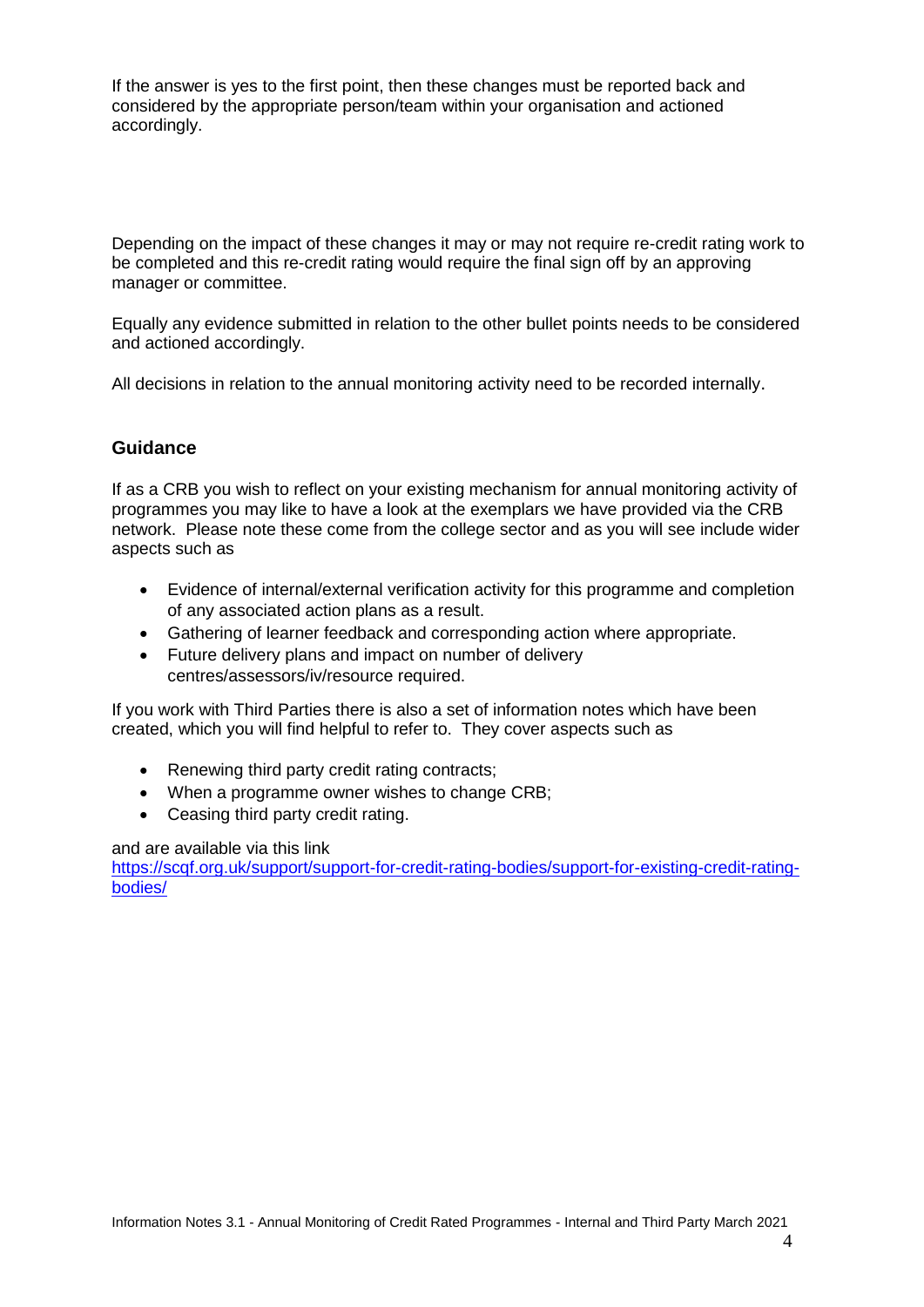If the answer is yes to the first point, then these changes must be reported back and considered by the appropriate person/team within your organisation and actioned accordingly.

Depending on the impact of these changes it may or may not require re-credit rating work to be completed and this re-credit rating would require the final sign off by an approving manager or committee.

Equally any evidence submitted in relation to the other bullet points needs to be considered and actioned accordingly.

All decisions in relation to the annual monitoring activity need to be recorded internally.

## Guidance

If as a CRB you wish to reflect on your existing mechanism for annual monitoring activity of programmes you may like to have a look at the exemplars we have provided via the CRB network. Please note these come from the college sector and as you will see include wider aspects such as

- Evidence of internal/external verification activity for this programme and completion of any associated action plans as a result.
- Gathering of learner feedback and corresponding action where appropriate.
- Future delivery plans and impact on number of delivery centres/assessors/iv/resource required.

If you work with Third Parties there is also a set of information notes which have been created, which you will find helpful to refer to. They cover aspects such as

- Renewing third party credit rating contracts;
- When a programme owner wishes to change CRB;
- Ceasing third party credit rating.

and are available via this link
[https://scqf.org.uk/support/support-for-credit-rating-bodies/support-for-existing-credit-rating-bodies/](https://scqf.org.uk/support/support-for-credit-rating-bodies/support-for-existing-credit-rating-bodies/)